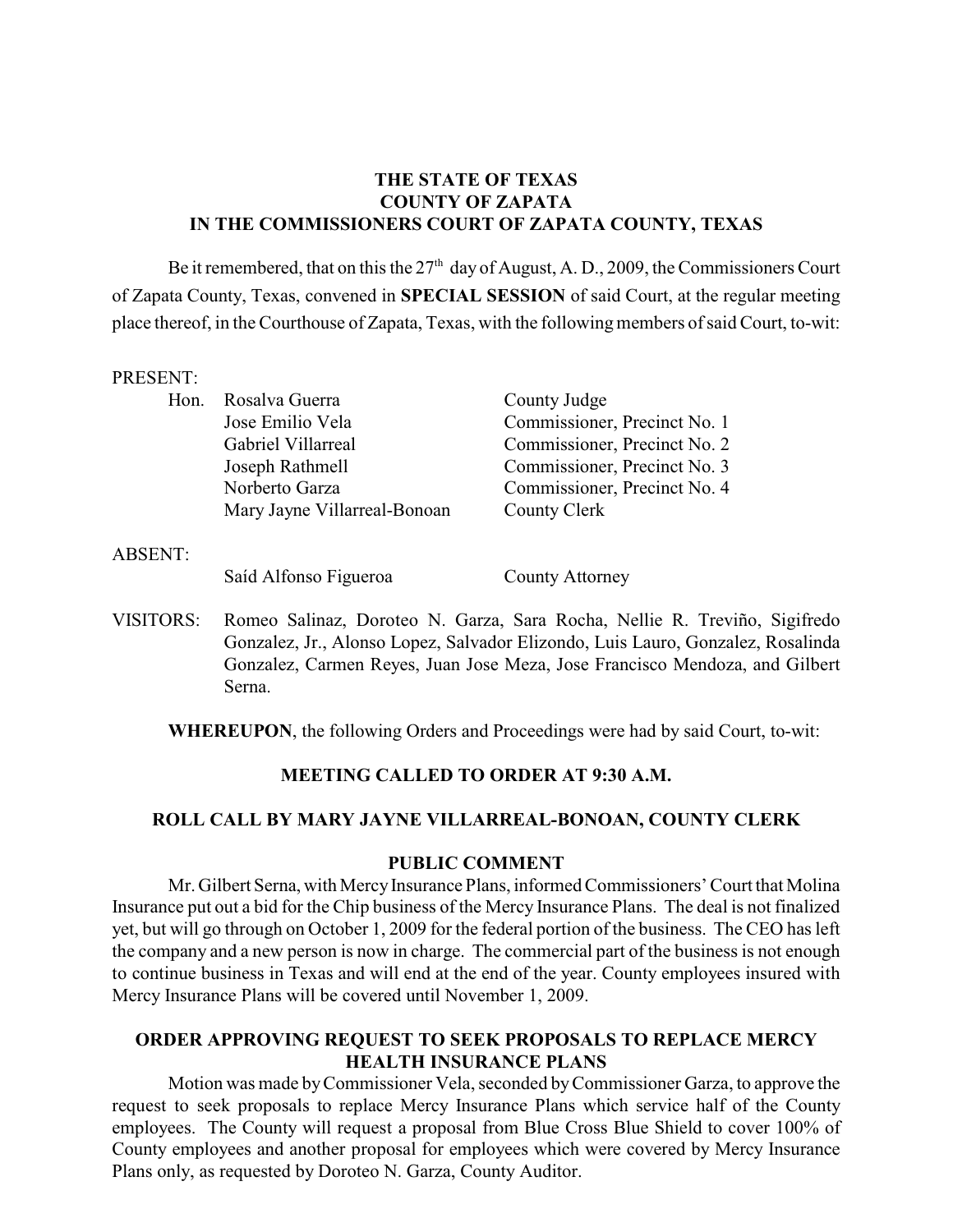**THE STATE OF TEXAS**
**COUNTY OF ZAPATA**
**IN THE COMMISSIONERS COURT OF ZAPATA COUNTY, TEXAS**

Be it remembered, that on this the 27th day of August, A. D., 2009, the Commissioners Court of Zapata County, Texas, convened in **SPECIAL SESSION** of said Court, at the regular meeting place thereof, in the Courthouse of Zapata, Texas, with the following members of said Court, to-wit:

PRESENT:

| | | |
|---|---|---|
| Hon. | Rosalva Guerra | County Judge |
| | Jose Emilio Vela | Commissioner, Precinct No. 1 |
| | Gabriel Villarreal | Commissioner, Precinct No. 2 |
| | Joseph Rathmell | Commissioner, Precinct No. 3 |
| | Norberto Garza | Commissioner, Precinct No. 4 |
| | Mary Jayne Villarreal-Bonoan | County Clerk |

ABSENT:

| | |
|---|---|
| Saíd Alfonso Figueroa | County Attorney |

VISITORS: Romeo Salinaz, Doroteo N. Garza, Sara Rocha, Nellie R. Treviño, Sigifredo Gonzalez, Jr., Alonso Lopez, Salvador Elizondo, Luis Lauro, Gonzalez, Rosalinda Gonzalez, Carmen Reyes, Juan Jose Meza, Jose Francisco Mendoza, and Gilbert Serna.

**WHEREUPON**, the following Orders and Proceedings were had by said Court, to-wit:

**MEETING CALLED TO ORDER AT 9:30 A.M.**

**ROLL CALL BY MARY JAYNE VILLARREAL-BONOAN, COUNTY CLERK**

**PUBLIC COMMENT**

Mr. Gilbert Serna, with Mercy Insurance Plans, informed Commissioners' Court that Molina Insurance put out a bid for the Chip business of the Mercy Insurance Plans. The deal is not finalized yet, but will go through on October 1, 2009 for the federal portion of the business. The CEO has left the company and a new person is now in charge. The commercial part of the business is not enough to continue business in Texas and will end at the end of the year. County employees insured with Mercy Insurance Plans will be covered until November 1, 2009.

**ORDER APPROVING REQUEST TO SEEK PROPOSALS TO REPLACE MERCY HEALTH INSURANCE PLANS**

Motion was made by Commissioner Vela, seconded by Commissioner Garza, to approve the request to seek proposals to replace Mercy Insurance Plans which service half of the County employees. The County will request a proposal from Blue Cross Blue Shield to cover 100% of County employees and another proposal for employees which were covered by Mercy Insurance Plans only, as requested by Doroteo N. Garza, County Auditor.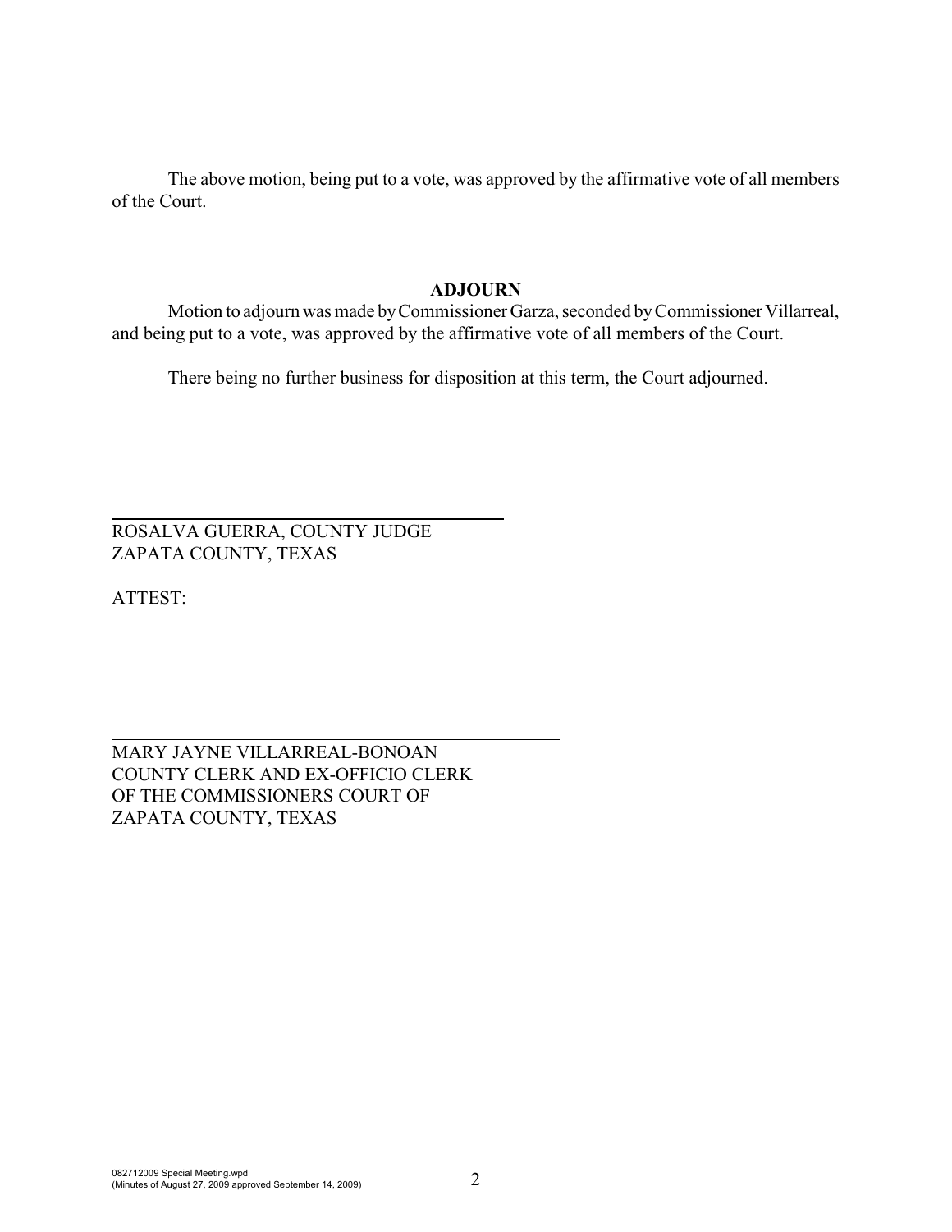The above motion, being put to a vote, was approved by the affirmative vote of all members of the Court.

## ADJOURN

Motion to adjourn was made by Commissioner Garza, seconded by Commissioner Villarreal, and being put to a vote, was approved by the affirmative vote of all members of the Court.

There being no further business for disposition at this term, the Court adjourned.

ROSALVA GUERRA, COUNTY JUDGE
ZAPATA COUNTY, TEXAS

ATTEST:

MARY JAYNE VILLARREAL-BONOAN
COUNTY CLERK AND EX-OFFICIO CLERK
OF THE COMMISSIONERS COURT OF
ZAPATA COUNTY, TEXAS

082712009 Special Meeting.wpd
(Minutes of August 27, 2009 approved September 14, 2009)